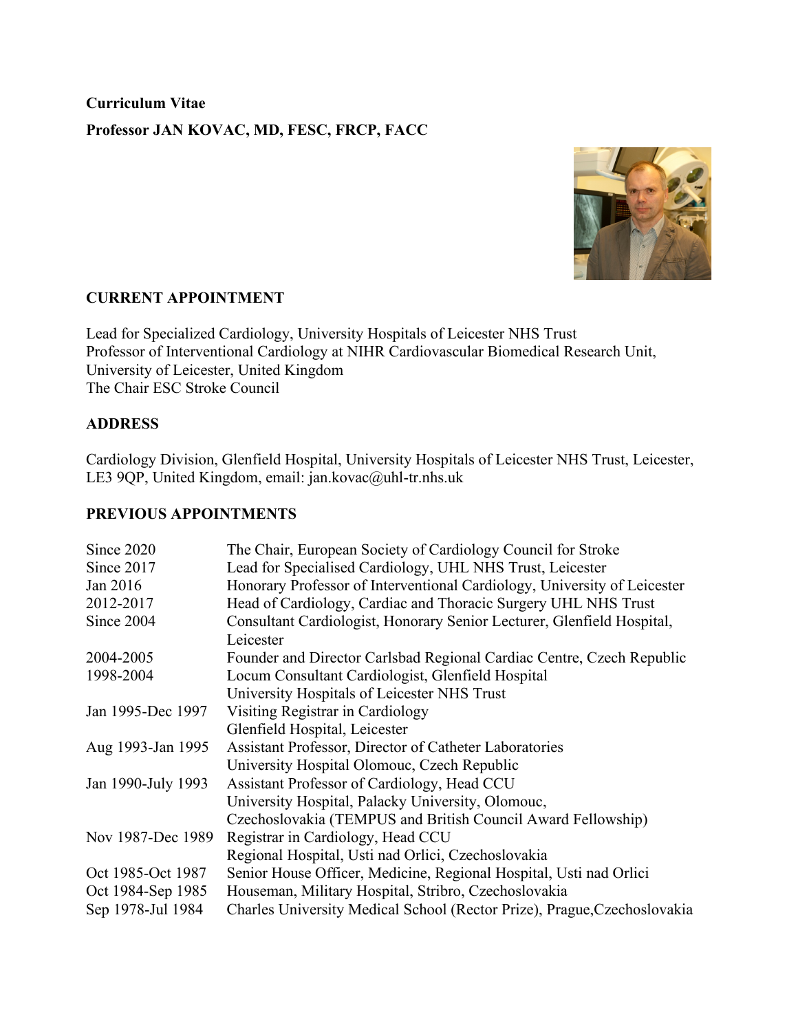**Curriculum Vitae**

**Professor JAN KOVAC, MD, FESC, FRCP, FACC**

## CURRENT APPOINTMENT

Lead for Specialized Cardiology, University Hospitals of Leicester NHS Trust
Professor of Interventional Cardiology at NIHR Cardiovascular Biomedical Research Unit, University of Leicester, United Kingdom
The Chair ESC Stroke Council

## ADDRESS

Cardiology Division, Glenfield Hospital, University Hospitals of Leicester NHS Trust, Leicester, LE3 9QP, United Kingdom, email: jan.kovac@uhl-tr.nhs.uk

## PREVIOUS APPOINTMENTS

| | |
|---|---|
| Since 2020 | The Chair, European Society of Cardiology Council for Stroke |
| Since 2017 | Lead for Specialised Cardiology, UHL NHS Trust, Leicester |
| Jan 2016 | Honorary Professor of Interventional Cardiology, University of Leicester |
| 2012-2017 | Head of Cardiology, Cardiac and Thoracic Surgery UHL NHS Trust |
| Since 2004 | Consultant Cardiologist, Honorary Senior Lecturer, Glenfield Hospital, Leicester |
| 2004-2005 | Founder and Director Carlsbad Regional Cardiac Centre, Czech Republic |
| 1998-2004 | Locum Consultant Cardiologist, Glenfield Hospital University Hospitals of Leicester NHS Trust |
| Jan 1995-Dec 1997 | Visiting Registrar in Cardiology Glenfield Hospital, Leicester |
| Aug 1993-Jan 1995 | Assistant Professor, Director of Catheter Laboratories University Hospital Olomouc, Czech Republic |
| Jan 1990-July 1993 | Assistant Professor of Cardiology, Head CCU University Hospital, Palacky University, Olomouc, Czechoslovakia (TEMPUS and British Council Award Fellowship) |
| Nov 1987-Dec 1989 | Registrar in Cardiology, Head CCU Regional Hospital, Usti nad Orlici, Czechoslovakia |
| Oct 1985-Oct 1987 | Senior House Officer, Medicine, Regional Hospital, Usti nad Orlici |
| Oct 1984-Sep 1985 | Houseman, Military Hospital, Stribro, Czechoslovakia |
| Sep 1978-Jul 1984 | Charles University Medical School (Rector Prize), Prague,Czechoslovakia |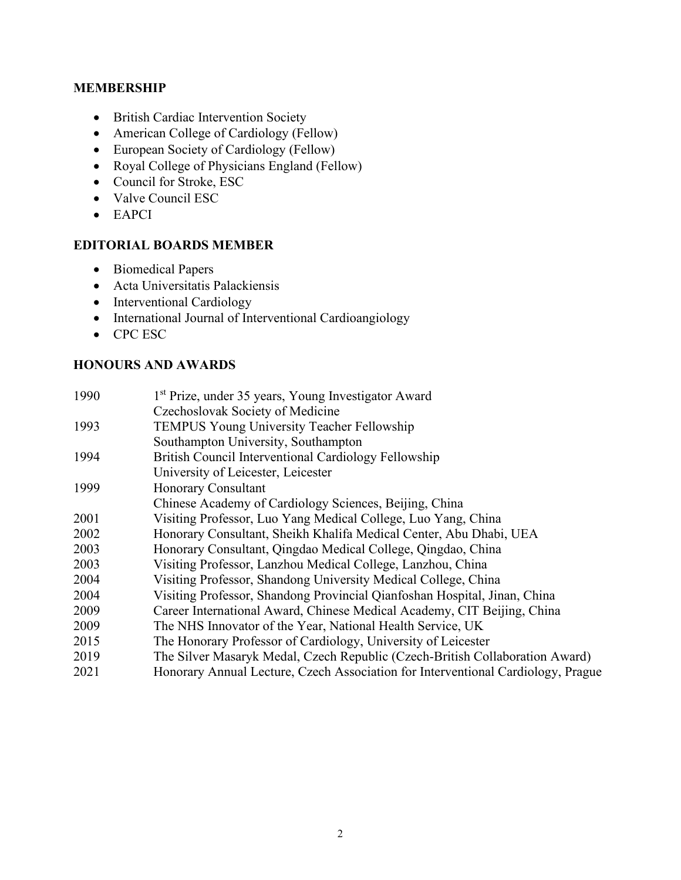## MEMBERSHIP

- British Cardiac Intervention Society
- American College of Cardiology (Fellow)
- European Society of Cardiology (Fellow)
- Royal College of Physicians England (Fellow)
- Council for Stroke, ESC
- Valve Council ESC
- EAPCI

## EDITORIAL BOARDS MEMBER

- Biomedical Papers
- Acta Universitatis Palackiensis
- Interventional Cardiology
- International Journal of Interventional Cardioangiology
- CPC ESC

## HONOURS AND AWARDS

| | |
|---|---|
| 1990 | 1st Prize, under 35 years, Young Investigator Award<br>Czechoslovak Society of Medicine |
| 1993 | TEMPUS Young University Teacher Fellowship<br>Southampton University, Southampton |
| 1994 | British Council Interventional Cardiology Fellowship<br>University of Leicester, Leicester |
| 1999 | Honorary Consultant<br>Chinese Academy of Cardiology Sciences, Beijing, China |
| 2001 | Visiting Professor, Luo Yang Medical College, Luo Yang, China |
| 2002 | Honorary Consultant, Sheikh Khalifa Medical Center, Abu Dhabi, UEA |
| 2003 | Honorary Consultant, Qingdao Medical College, Qingdao, China |
| 2003 | Visiting Professor, Lanzhou Medical College, Lanzhou, China |
| 2004 | Visiting Professor, Shandong University Medical College, China |
| 2004 | Visiting Professor, Shandong Provincial Qianfoshan Hospital, Jinan, China |
| 2009 | Career International Award, Chinese Medical Academy, CIT Beijing, China |
| 2009 | The NHS Innovator of the Year, National Health Service, UK |
| 2015 | The Honorary Professor of Cardiology, University of Leicester |
| 2019 | The Silver Masaryk Medal, Czech Republic (Czech-British Collaboration Award) |
| 2021 | Honorary Annual Lecture, Czech Association for Interventional Cardiology, Prague |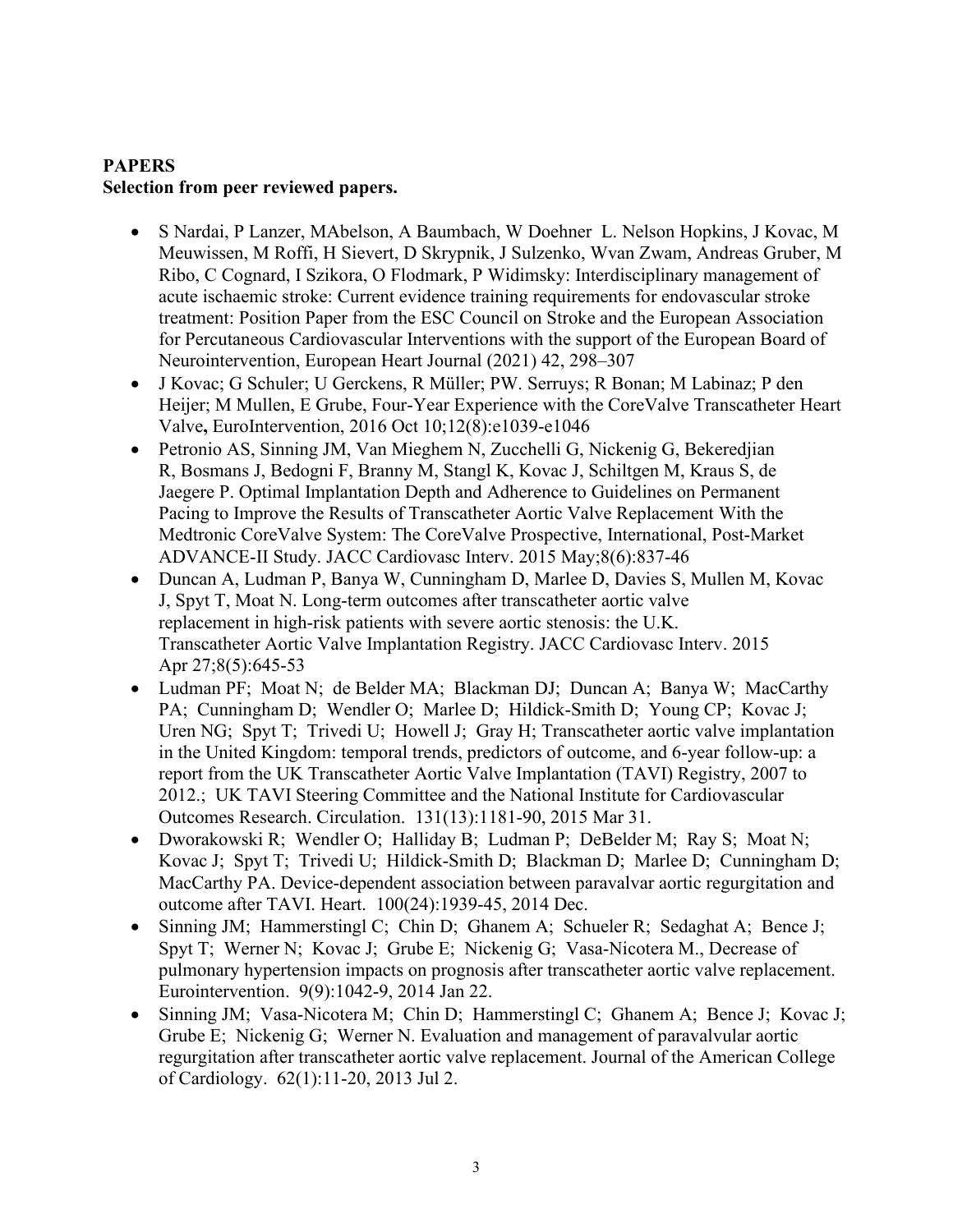**PAPERS**
**Selection from peer reviewed papers.**

- S Nardai, P Lanzer, MAbelson, A Baumbach, W Doehner L. Nelson Hopkins, J Kovac, M Meuwissen, M Roffi, H Sievert, D Skrypnik, J Sulzenko, Wvan Zwam, Andreas Gruber, M Ribo, C Cognard, I Szikora, O Flodmark, P Widimsky: Interdisciplinary management of acute ischaemic stroke: Current evidence training requirements for endovascular stroke treatment: Position Paper from the ESC Council on Stroke and the European Association for Percutaneous Cardiovascular Interventions with the support of the European Board of Neurointervention, European Heart Journal (2021) 42, 298–307
- J Kovac; G Schuler; U Gerckens, R Müller; PW. Serruys; R Bonan; M Labinaz; P den Heijer; M Mullen, E Grube, Four-Year Experience with the CoreValve Transcatheter Heart Valve**,** EuroIntervention, 2016 Oct 10;12(8):e1039-e1046
- Petronio AS, Sinning JM, Van Mieghem N, Zucchelli G, Nickenig G, Bekeredjian R, Bosmans J, Bedogni F, Branny M, Stangl K, Kovac J, Schiltgen M, Kraus S, de Jaegere P. Optimal Implantation Depth and Adherence to Guidelines on Permanent Pacing to Improve the Results of Transcatheter Aortic Valve Replacement With the Medtronic CoreValve System: The CoreValve Prospective, International, Post-Market ADVANCE-II Study. JACC Cardiovasc Interv. 2015 May;8(6):837-46
- Duncan A, Ludman P, Banya W, Cunningham D, Marlee D, Davies S, Mullen M, Kovac J, Spyt T, Moat N. Long-term outcomes after transcatheter aortic valve replacement in high-risk patients with severe aortic stenosis: the U.K. Transcatheter Aortic Valve Implantation Registry. JACC Cardiovasc Interv. 2015 Apr 27;8(5):645-53
- Ludman PF; Moat N; de Belder MA; Blackman DJ; Duncan A; Banya W; MacCarthy PA; Cunningham D; Wendler O; Marlee D; Hildick-Smith D; Young CP; Kovac J; Uren NG; Spyt T; Trivedi U; Howell J; Gray H; Transcatheter aortic valve implantation in the United Kingdom: temporal trends, predictors of outcome, and 6-year follow-up: a report from the UK Transcatheter Aortic Valve Implantation (TAVI) Registry, 2007 to 2012.; UK TAVI Steering Committee and the National Institute for Cardiovascular Outcomes Research. Circulation. 131(13):1181-90, 2015 Mar 31.
- Dworakowski R; Wendler O; Halliday B; Ludman P; DeBelder M; Ray S; Moat N; Kovac J; Spyt T; Trivedi U; Hildick-Smith D; Blackman D; Marlee D; Cunningham D; MacCarthy PA. Device-dependent association between paravalvar aortic regurgitation and outcome after TAVI. Heart. 100(24):1939-45, 2014 Dec.
- Sinning JM; Hammerstingl C; Chin D; Ghanem A; Schueler R; Sedaghat A; Bence J; Spyt T; Werner N; Kovac J; Grube E; Nickenig G; Vasa-Nicotera M., Decrease of pulmonary hypertension impacts on prognosis after transcatheter aortic valve replacement. Eurointervention. 9(9):1042-9, 2014 Jan 22.
- Sinning JM; Vasa-Nicotera M; Chin D; Hammerstingl C; Ghanem A; Bence J; Kovac J; Grube E; Nickenig G; Werner N. Evaluation and management of paravalvular aortic regurgitation after transcatheter aortic valve replacement. Journal of the American College of Cardiology. 62(1):11-20, 2013 Jul 2.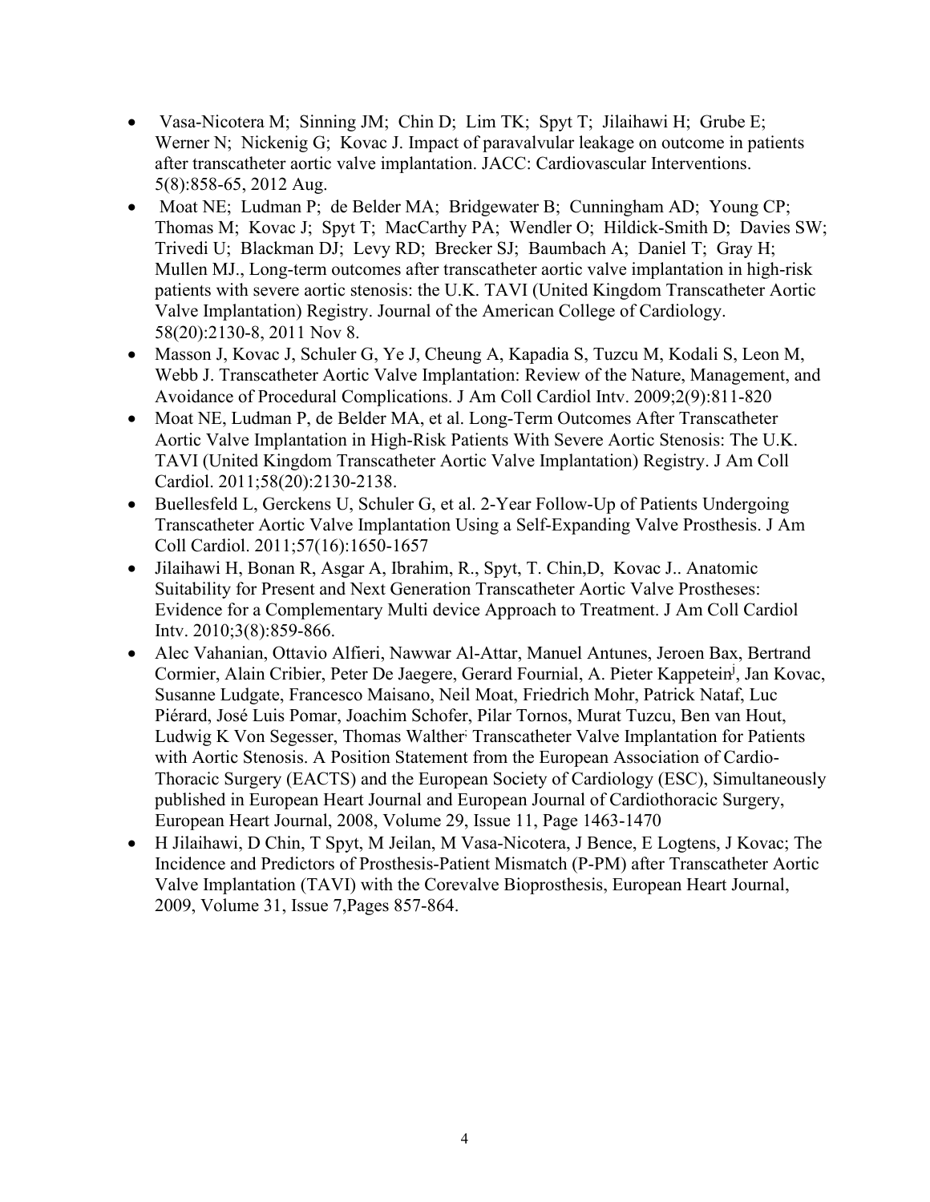- Vasa-Nicotera M; Sinning JM; Chin D; Lim TK; Spyt T; Jilaihawi H; Grube E; Werner N; Nickenig G; Kovac J. Impact of paravalvular leakage on outcome in patients after transcatheter aortic valve implantation. JACC: Cardiovascular Interventions. 5(8):858-65, 2012 Aug.
- Moat NE; Ludman P; de Belder MA; Bridgewater B; Cunningham AD; Young CP; Thomas M; Kovac J; Spyt T; MacCarthy PA; Wendler O; Hildick-Smith D; Davies SW; Trivedi U; Blackman DJ; Levy RD; Brecker SJ; Baumbach A; Daniel T; Gray H; Mullen MJ., Long-term outcomes after transcatheter aortic valve implantation in high-risk patients with severe aortic stenosis: the U.K. TAVI (United Kingdom Transcatheter Aortic Valve Implantation) Registry. Journal of the American College of Cardiology. 58(20):2130-8, 2011 Nov 8.
- Masson J, Kovac J, Schuler G, Ye J, Cheung A, Kapadia S, Tuzcu M, Kodali S, Leon M, Webb J. Transcatheter Aortic Valve Implantation: Review of the Nature, Management, and Avoidance of Procedural Complications. J Am Coll Cardiol Intv. 2009;2(9):811-820
- Moat NE, Ludman P, de Belder MA, et al. Long-Term Outcomes After Transcatheter Aortic Valve Implantation in High-Risk Patients With Severe Aortic Stenosis: The U.K. TAVI (United Kingdom Transcatheter Aortic Valve Implantation) Registry. J Am Coll Cardiol. 2011;58(20):2130-2138.
- Buellesfeld L, Gerckens U, Schuler G, et al. 2-Year Follow-Up of Patients Undergoing Transcatheter Aortic Valve Implantation Using a Self-Expanding Valve Prosthesis. J Am Coll Cardiol. 2011;57(16):1650-1657
- Jilaihawi H, Bonan R, Asgar A, Ibrahim, R., Spyt, T. Chin,D, Kovac J.. Anatomic Suitability for Present and Next Generation Transcatheter Aortic Valve Prostheses: Evidence for a Complementary Multi device Approach to Treatment. J Am Coll Cardiol Intv. 2010;3(8):859-866.
- Alec Vahanian, Ottavio Alfieri, Nawwar Al-Attar, Manuel Antunes, Jeroen Bax, Bertrand Cormier, Alain Cribier, Peter De Jaegere, Gerard Fournial, A. Pieter Kappetein[j], Jan Kovac, Susanne Ludgate, Francesco Maisano, Neil Moat, Friedrich Mohr, Patrick Nataf, Luc Piérard, José Luis Pomar, Joachim Schofer, Pilar Tornos, Murat Tuzcu, Ben van Hout, Ludwig K Von Segesser, Thomas Walther: Transcatheter Valve Implantation for Patients with Aortic Stenosis. A Position Statement from the European Association of Cardio-Thoracic Surgery (EACTS) and the European Society of Cardiology (ESC), Simultaneously published in European Heart Journal and European Journal of Cardiothoracic Surgery, European Heart Journal, 2008, Volume 29, Issue 11, Page 1463-1470
- H Jilaihawi, D Chin, T Spyt, M Jeilan, M Vasa-Nicotera, J Bence, E Logtens, J Kovac; The Incidence and Predictors of Prosthesis-Patient Mismatch (P-PM) after Transcatheter Aortic Valve Implantation (TAVI) with the Corevalve Bioprosthesis, European Heart Journal, 2009, Volume 31, Issue 7,Pages 857-864.